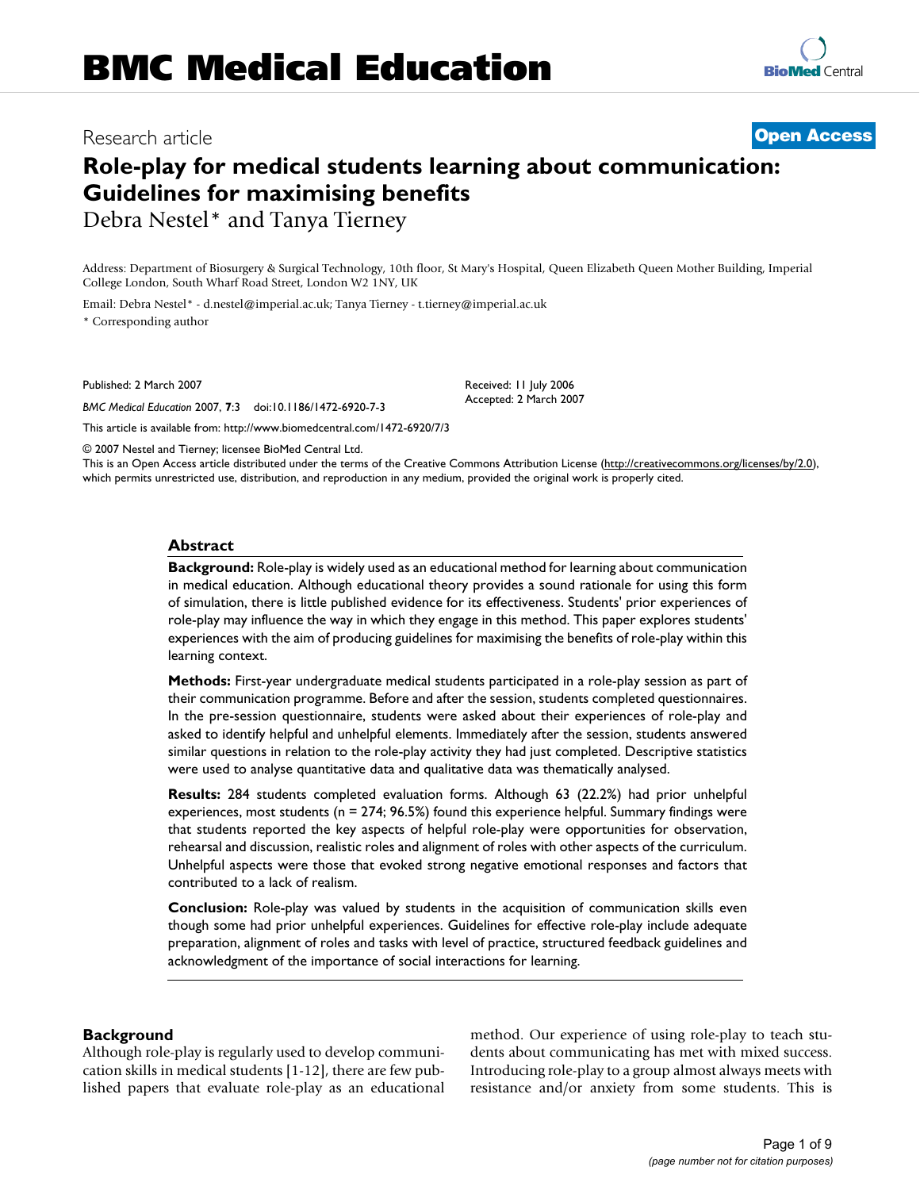# BMC Medical Education

Research article

**Open Access**

# Role-play for medical students learning about communication: Guidelines for maximising benefits

Debra Nestel* and Tanya Tierney

Address: Department of Biosurgery & Surgical Technology, 10th floor, St Mary's Hospital, Queen Elizabeth Queen Mother Building, Imperial College London, South Wharf Road Street, London W2 1NY, UK

Email: Debra Nestel* - d.nestel@imperial.ac.uk; Tanya Tierney - t.tierney@imperial.ac.uk

* Corresponding author

Published: 2 March 2007

*BMC Medical Education* 2007, **7**:3 doi:10.1186/1472-6920-7-3

Received: 11 July 2006
Accepted: 2 March 2007

This article is available from: http://www.biomedcentral.com/1472-6920/7/3

© 2007 Nestel and Tierney; licensee BioMed Central Ltd.
This is an Open Access article distributed under the terms of the Creative Commons Attribution License (http://creativecommons.org/licenses/by/2.0), which permits unrestricted use, distribution, and reproduction in any medium, provided the original work is properly cited.

## Abstract

**Background:** Role-play is widely used as an educational method for learning about communication in medical education. Although educational theory provides a sound rationale for using this form of simulation, there is little published evidence for its effectiveness. Students' prior experiences of role-play may influence the way in which they engage in this method. This paper explores students' experiences with the aim of producing guidelines for maximising the benefits of role-play within this learning context.

**Methods:** First-year undergraduate medical students participated in a role-play session as part of their communication programme. Before and after the session, students completed questionnaires. In the pre-session questionnaire, students were asked about their experiences of role-play and asked to identify helpful and unhelpful elements. Immediately after the session, students answered similar questions in relation to the role-play activity they had just completed. Descriptive statistics were used to analyse quantitative data and qualitative data was thematically analysed.

**Results:** 284 students completed evaluation forms. Although 63 (22.2%) had prior unhelpful experiences, most students (n = 274; 96.5%) found this experience helpful. Summary findings were that students reported the key aspects of helpful role-play were opportunities for observation, rehearsal and discussion, realistic roles and alignment of roles with other aspects of the curriculum. Unhelpful aspects were those that evoked strong negative emotional responses and factors that contributed to a lack of realism.

**Conclusion:** Role-play was valued by students in the acquisition of communication skills even though some had prior unhelpful experiences. Guidelines for effective role-play include adequate preparation, alignment of roles and tasks with level of practice, structured feedback guidelines and acknowledgment of the importance of social interactions for learning.

## Background

Although role-play is regularly used to develop communication skills in medical students [1-12], there are few published papers that evaluate role-play as an educational method. Our experience of using role-play to teach students about communicating has met with mixed success. Introducing role-play to a group almost always meets with resistance and/or anxiety from some students. This is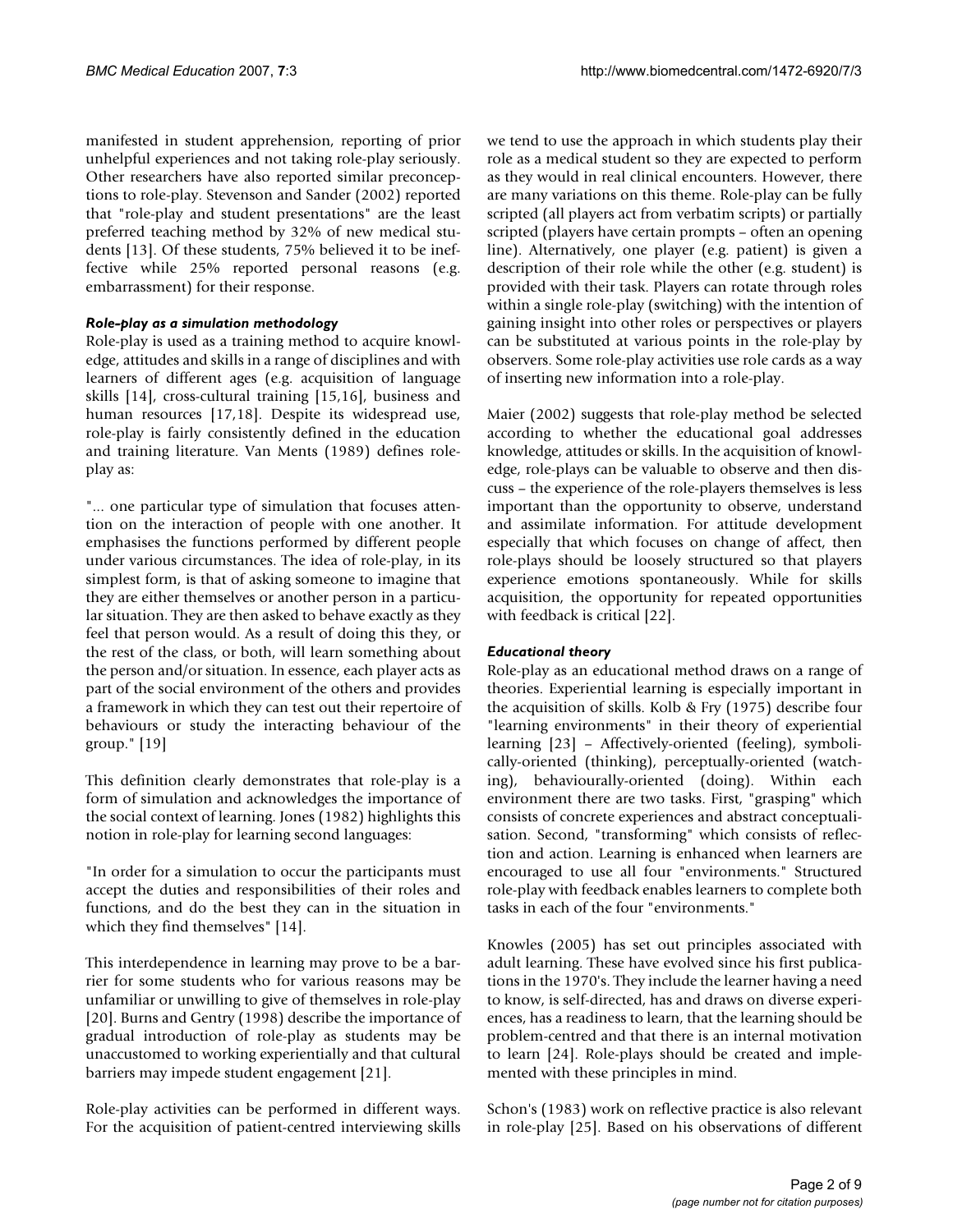manifested in student apprehension, reporting of prior unhelpful experiences and not taking role-play seriously. Other researchers have also reported similar preconceptions to role-play. Stevenson and Sander (2002) reported that "role-play and student presentations" are the least preferred teaching method by 32% of new medical students [13]. Of these students, 75% believed it to be ineffective while 25% reported personal reasons (e.g. embarrassment) for their response.

### *Role-play as a simulation methodology*

Role-play is used as a training method to acquire knowledge, attitudes and skills in a range of disciplines and with learners of different ages (e.g. acquisition of language skills [14], cross-cultural training [15,16], business and human resources [17,18]. Despite its widespread use, role-play is fairly consistently defined in the education and training literature. Van Ments (1989) defines role-play as:

"... one particular type of simulation that focuses attention on the interaction of people with one another. It emphasises the functions performed by different people under various circumstances. The idea of role-play, in its simplest form, is that of asking someone to imagine that they are either themselves or another person in a particular situation. They are then asked to behave exactly as they feel that person would. As a result of doing this they, or the rest of the class, or both, will learn something about the person and/or situation. In essence, each player acts as part of the social environment of the others and provides a framework in which they can test out their repertoire of behaviours or study the interacting behaviour of the group." [19]

This definition clearly demonstrates that role-play is a form of simulation and acknowledges the importance of the social context of learning. Jones (1982) highlights this notion in role-play for learning second languages:

"In order for a simulation to occur the participants must accept the duties and responsibilities of their roles and functions, and do the best they can in the situation in which they find themselves" [14].

This interdependence in learning may prove to be a barrier for some students who for various reasons may be unfamiliar or unwilling to give of themselves in role-play [20]. Burns and Gentry (1998) describe the importance of gradual introduction of role-play as students may be unaccustomed to working experientially and that cultural barriers may impede student engagement [21].

Role-play activities can be performed in different ways. For the acquisition of patient-centred interviewing skills we tend to use the approach in which students play their role as a medical student so they are expected to perform as they would in real clinical encounters. However, there are many variations on this theme. Role-play can be fully scripted (all players act from verbatim scripts) or partially scripted (players have certain prompts – often an opening line). Alternatively, one player (e.g. patient) is given a description of their role while the other (e.g. student) is provided with their task. Players can rotate through roles within a single role-play (switching) with the intention of gaining insight into other roles or perspectives or players can be substituted at various points in the role-play by observers. Some role-play activities use role cards as a way of inserting new information into a role-play.

Maier (2002) suggests that role-play method be selected according to whether the educational goal addresses knowledge, attitudes or skills. In the acquisition of knowledge, role-plays can be valuable to observe and then discuss – the experience of the role-players themselves is less important than the opportunity to observe, understand and assimilate information. For attitude development especially that which focuses on change of affect, then role-plays should be loosely structured so that players experience emotions spontaneously. While for skills acquisition, the opportunity for repeated opportunities with feedback is critical [22].

### *Educational theory*

Role-play as an educational method draws on a range of theories. Experiential learning is especially important in the acquisition of skills. Kolb & Fry (1975) describe four "learning environments" in their theory of experiential learning [23] – Affectively-oriented (feeling), symbolically-oriented (thinking), perceptually-oriented (watching), behaviourally-oriented (doing). Within each environment there are two tasks. First, "grasping" which consists of concrete experiences and abstract conceptualisation. Second, "transforming" which consists of reflection and action. Learning is enhanced when learners are encouraged to use all four "environments." Structured role-play with feedback enables learners to complete both tasks in each of the four "environments."

Knowles (2005) has set out principles associated with adult learning. These have evolved since his first publications in the 1970's. They include the learner having a need to know, is self-directed, has and draws on diverse experiences, has a readiness to learn, that the learning should be problem-centred and that there is an internal motivation to learn [24]. Role-plays should be created and implemented with these principles in mind.

Schon's (1983) work on reflective practice is also relevant in role-play [25]. Based on his observations of different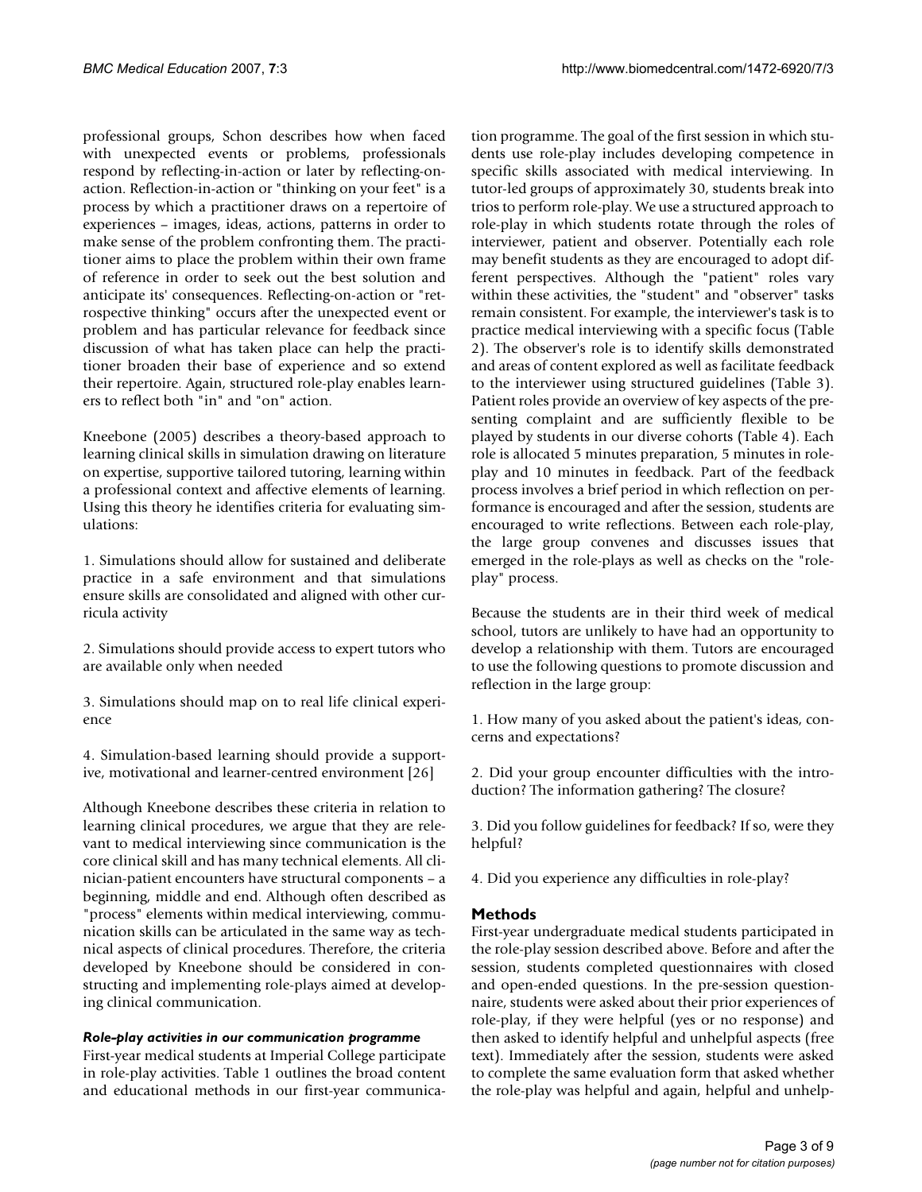professional groups, Schon describes how when faced with unexpected events or problems, professionals respond by reflecting-in-action or later by reflecting-on-action. Reflection-in-action or "thinking on your feet" is a process by which a practitioner draws on a repertoire of experiences – images, ideas, actions, patterns in order to make sense of the problem confronting them. The practitioner aims to place the problem within their own frame of reference in order to seek out the best solution and anticipate its' consequences. Reflecting-on-action or "retrospective thinking" occurs after the unexpected event or problem and has particular relevance for feedback since discussion of what has taken place can help the practitioner broaden their base of experience and so extend their repertoire. Again, structured role-play enables learners to reflect both "in" and "on" action.

Kneebone (2005) describes a theory-based approach to learning clinical skills in simulation drawing on literature on expertise, supportive tailored tutoring, learning within a professional context and affective elements of learning. Using this theory he identifies criteria for evaluating simulations:

1. Simulations should allow for sustained and deliberate practice in a safe environment and that simulations ensure skills are consolidated and aligned with other curricula activity

2. Simulations should provide access to expert tutors who are available only when needed

3. Simulations should map on to real life clinical experience

4. Simulation-based learning should provide a supportive, motivational and learner-centred environment [26]

Although Kneebone describes these criteria in relation to learning clinical procedures, we argue that they are relevant to medical interviewing since communication is the core clinical skill and has many technical elements. All clinician-patient encounters have structural components – a beginning, middle and end. Although often described as "process" elements within medical interviewing, communication skills can be articulated in the same way as technical aspects of clinical procedures. Therefore, the criteria developed by Kneebone should be considered in constructing and implementing role-plays aimed at developing clinical communication.

#### *Role-play activities in our communication programme*

First-year medical students at Imperial College participate in role-play activities. Table 1 outlines the broad content and educational methods in our first-year communication programme. The goal of the first session in which students use role-play includes developing competence in specific skills associated with medical interviewing. In tutor-led groups of approximately 30, students break into trios to perform role-play. We use a structured approach to role-play in which students rotate through the roles of interviewer, patient and observer. Potentially each role may benefit students as they are encouraged to adopt different perspectives. Although the "patient" roles vary within these activities, the "student" and "observer" tasks remain consistent. For example, the interviewer's task is to practice medical interviewing with a specific focus (Table 2). The observer's role is to identify skills demonstrated and areas of content explored as well as facilitate feedback to the interviewer using structured guidelines (Table 3). Patient roles provide an overview of key aspects of the presenting complaint and are sufficiently flexible to be played by students in our diverse cohorts (Table 4). Each role is allocated 5 minutes preparation, 5 minutes in role-play and 10 minutes in feedback. Part of the feedback process involves a brief period in which reflection on performance is encouraged and after the session, students are encouraged to write reflections. Between each role-play, the large group convenes and discusses issues that emerged in the role-plays as well as checks on the "role-play" process.

Because the students are in their third week of medical school, tutors are unlikely to have had an opportunity to develop a relationship with them. Tutors are encouraged to use the following questions to promote discussion and reflection in the large group:

1. How many of you asked about the patient's ideas, concerns and expectations?

2. Did your group encounter difficulties with the introduction? The information gathering? The closure?

3. Did you follow guidelines for feedback? If so, were they helpful?

4. Did you experience any difficulties in role-play?

### Methods

First-year undergraduate medical students participated in the role-play session described above. Before and after the session, students completed questionnaires with closed and open-ended questions. In the pre-session questionnaire, students were asked about their prior experiences of role-play, if they were helpful (yes or no response) and then asked to identify helpful and unhelpful aspects (free text). Immediately after the session, students were asked to complete the same evaluation form that asked whether the role-play was helpful and again, helpful and unhelp-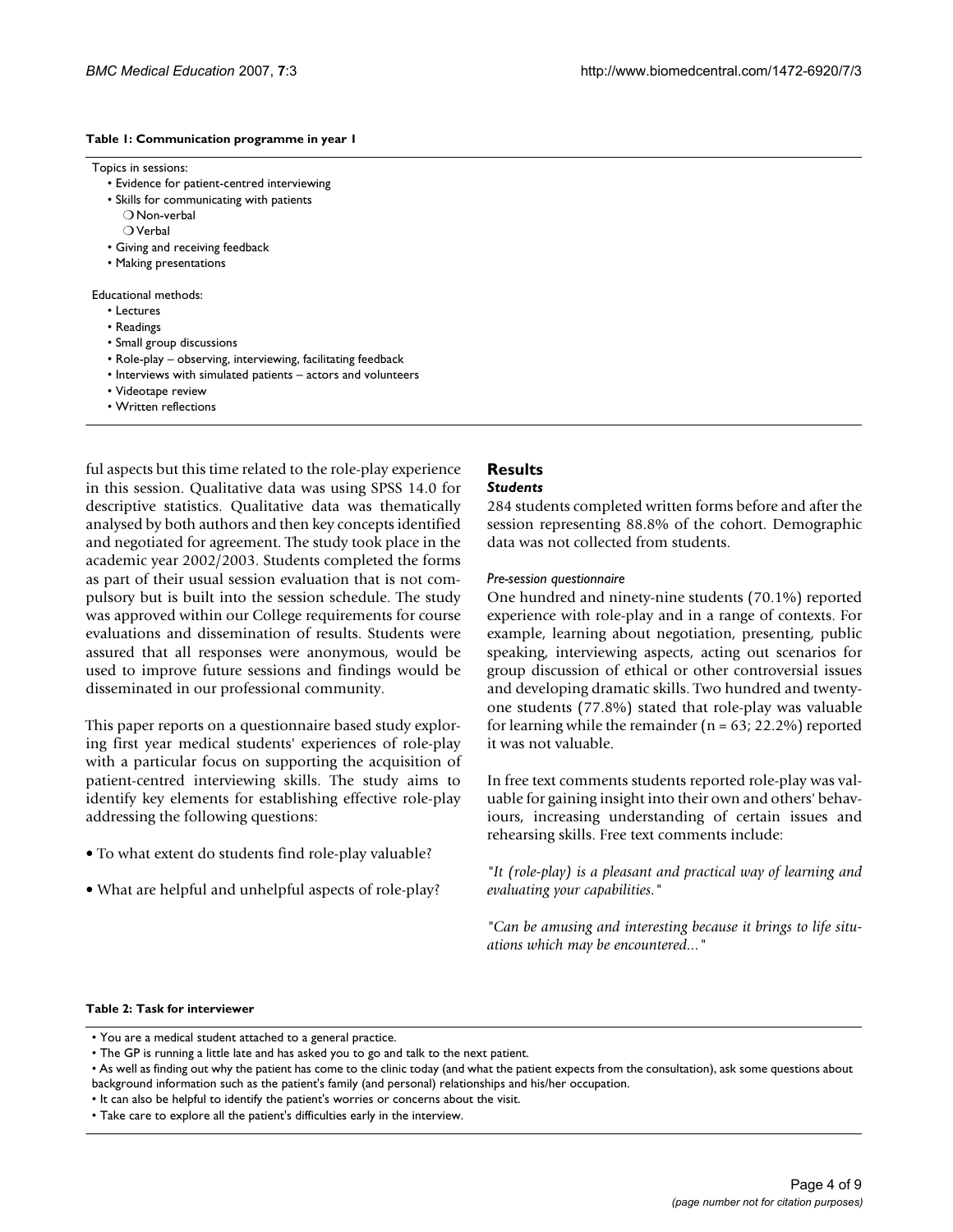**Table 1: Communication programme in year 1**

Topics in sessions:

- Evidence for patient-centred interviewing
- Skills for communicating with patients
  - Non-verbal
  - Verbal
- Giving and receiving feedback
- Making presentations

Educational methods:

- Lectures
- Readings
- Small group discussions
- Role-play – observing, interviewing, facilitating feedback
- Interviews with simulated patients – actors and volunteers
- Videotape review
- Written reflections

ful aspects but this time related to the role-play experience in this session. Qualitative data was using SPSS 14.0 for descriptive statistics. Qualitative data was thematically analysed by both authors and then key concepts identified and negotiated for agreement. The study took place in the academic year 2002/2003. Students completed the forms as part of their usual session evaluation that is not compulsory but is built into the session schedule. The study was approved within our College requirements for course evaluations and dissemination of results. Students were assured that all responses were anonymous, would be used to improve future sessions and findings would be disseminated in our professional community.

This paper reports on a questionnaire based study exploring first year medical students' experiences of role-play with a particular focus on supporting the acquisition of patient-centred interviewing skills. The study aims to identify key elements for establishing effective role-play addressing the following questions:

- To what extent do students find role-play valuable?
- What are helpful and unhelpful aspects of role-play?

## Results

### *Students*

284 students completed written forms before and after the session representing 88.8% of the cohort. Demographic data was not collected from students.

#### *Pre-session questionnaire*

One hundred and ninety-nine students (70.1%) reported experience with role-play and in a range of contexts. For example, learning about negotiation, presenting, public speaking, interviewing aspects, acting out scenarios for group discussion of ethical or other controversial issues and developing dramatic skills. Two hundred and twenty-one students (77.8%) stated that role-play was valuable for learning while the remainder (n = 63; 22.2%) reported it was not valuable.

In free text comments students reported role-play was valuable for gaining insight into their own and others' behaviours, increasing understanding of certain issues and rehearsing skills. Free text comments include:

*"It (role-play) is a pleasant and practical way of learning and evaluating your capabilities."*

*"Can be amusing and interesting because it brings to life situations which may be encountered..."*

**Table 2: Task for interviewer**

- You are a medical student attached to a general practice.
- The GP is running a little late and has asked you to go and talk to the next patient.
- As well as finding out why the patient has come to the clinic today (and what the patient expects from the consultation), ask some questions about background information such as the patient's family (and personal) relationships and his/her occupation.
- It can also be helpful to identify the patient's worries or concerns about the visit.
- Take care to explore all the patient's difficulties early in the interview.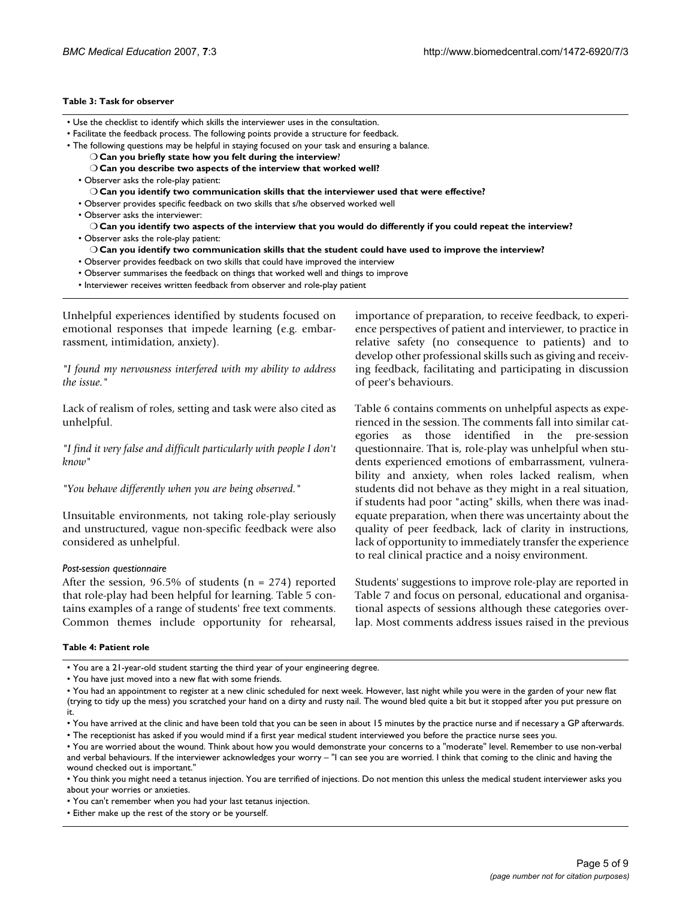**Table 3: Task for observer**

- Use the checklist to identify which skills the interviewer uses in the consultation.
- Facilitate the feedback process. The following points provide a structure for feedback.
- The following questions may be helpful in staying focused on your task and ensuring a balance.
  - ❍ **Can you briefly state how you felt during the interview**?
  - ❍ **Can you describe two aspects of the interview that worked well?**
  - Observer asks the role-play patient:
    - ❍ **Can you identify two communication skills that the interviewer used that were effective?**
  - Observer provides specific feedback on two skills that s/he observed worked well
  - Observer asks the interviewer:
    - ❍ **Can you identify two aspects of the interview that you would do differently if you could repeat the interview?**
  - Observer asks the role-play patient:
    - ❍ **Can you identify two communication skills that the student could have used to improve the interview?**
  - Observer provides feedback on two skills that could have improved the interview
  - Observer summarises the feedback on things that worked well and things to improve
  - Interviewer receives written feedback from observer and role-play patient

Unhelpful experiences identified by students focused on emotional responses that impede learning (e.g. embarrassment, intimidation, anxiety).

*"I found my nervousness interfered with my ability to address the issue."*

Lack of realism of roles, setting and task were also cited as unhelpful.

*"I find it very false and difficult particularly with people I don't know"*

*"You behave differently when you are being observed."*

Unsuitable environments, not taking role-play seriously and unstructured, vague non-specific feedback were also considered as unhelpful.

#### *Post-session questionnaire*

After the session, 96.5% of students (n = 274) reported that role-play had been helpful for learning. Table 5 contains examples of a range of students' free text comments. Common themes include opportunity for rehearsal, importance of preparation, to receive feedback, to experience perspectives of patient and interviewer, to practice in relative safety (no consequence to patients) and to develop other professional skills such as giving and receiving feedback, facilitating and participating in discussion of peer's behaviours.

Table 6 contains comments on unhelpful aspects as experienced in the session. The comments fall into similar categories as those identified in the pre-session questionnaire. That is, role-play was unhelpful when students experienced emotions of embarrassment, vulnerability and anxiety, when roles lacked realism, when students did not behave as they might in a real situation, if students had poor "acting" skills, when there was inadequate preparation, when there was uncertainty about the quality of peer feedback, lack of clarity in instructions, lack of opportunity to immediately transfer the experience to real clinical practice and a noisy environment.

Students' suggestions to improve role-play are reported in Table 7 and focus on personal, educational and organisational aspects of sessions although these categories overlap. Most comments address issues raised in the previous

**Table 4: Patient role**

- You are a 21-year-old student starting the third year of your engineering degree.
- You have just moved into a new flat with some friends.
- You had an appointment to register at a new clinic scheduled for next week. However, last night while you were in the garden of your new flat (trying to tidy up the mess) you scratched your hand on a dirty and rusty nail. The wound bled quite a bit but it stopped after you put pressure on it.
- You have arrived at the clinic and have been told that you can be seen in about 15 minutes by the practice nurse and if necessary a GP afterwards.
- The receptionist has asked if you would mind if a first year medical student interviewed you before the practice nurse sees you.
- You are worried about the wound. Think about how you would demonstrate your concerns to a "moderate" level. Remember to use non-verbal and verbal behaviours. If the interviewer acknowledges your worry – "I can see you are worried. I think that coming to the clinic and having the wound checked out is important."
- You think you might need a tetanus injection. You are terrified of injections. Do not mention this unless the medical student interviewer asks you about your worries or anxieties.
- You can't remember when you had your last tetanus injection.
- Either make up the rest of the story or be yourself.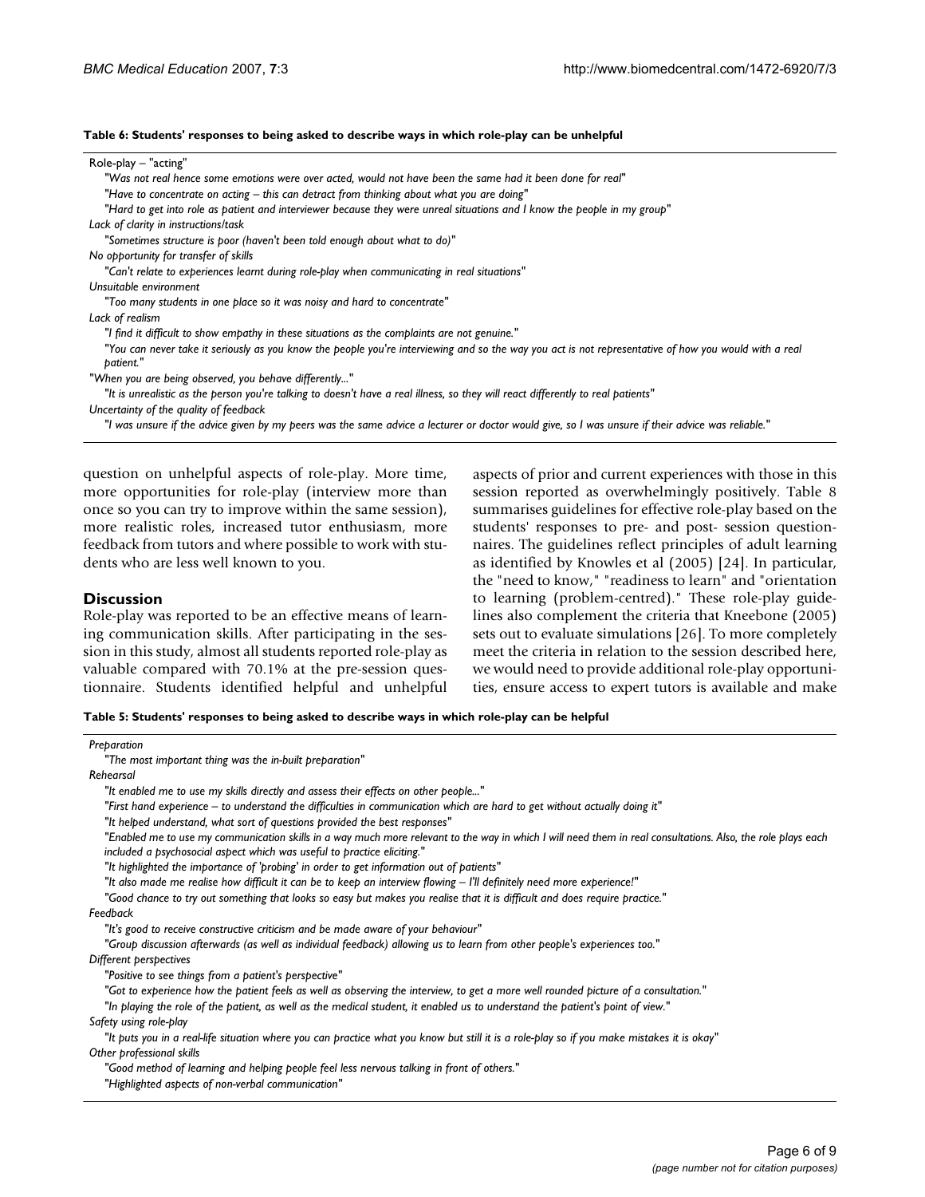**Table 6: Students' responses to being asked to describe ways in which role-play can be unhelpful**

| |
|---|
| Role-play – "acting" |
| *"Was not real hence some emotions were over acted, would not have been the same had it been done for real"* |
| *"Have to concentrate on acting – this can detract from thinking about what you are doing"* |
| *"Hard to get into role as patient and interviewer because they were unreal situations and I know the people in my group"* |
| *Lack of clarity in instructions/task* |
| *"Sometimes structure is poor (haven't been told enough about what to do)"* |
| *No opportunity for transfer of skills* |
| *"Can't relate to experiences learnt during role-play when communicating in real situations"* |
| *Unsuitable environment* |
| *"Too many students in one place so it was noisy and hard to concentrate"* |
| *Lack of realism* |
| *"I find it difficult to show empathy in these situations as the complaints are not genuine."* |
| *"You can never take it seriously as you know the people you're interviewing and so the way you act is not representative of how you would with a real patient."* |
| *"When you are being observed, you behave differently..."* |
| *"It is unrealistic as the person you're talking to doesn't have a real illness, so they will react differently to real patients"* |
| *Uncertainty of the quality of feedback* |
| *"I was unsure if the advice given by my peers was the same advice a lecturer or doctor would give, so I was unsure if their advice was reliable."* |

question on unhelpful aspects of role-play. More time, more opportunities for role-play (interview more than once so you can try to improve within the same session), more realistic roles, increased tutor enthusiasm, more feedback from tutors and where possible to work with students who are less well known to you.

## Discussion

Role-play was reported to be an effective means of learning communication skills. After participating in the session in this study, almost all students reported role-play as valuable compared with 70.1% at the pre-session questionnaire. Students identified helpful and unhelpful aspects of prior and current experiences with those in this session reported as overwhelmingly positively. Table 8 summarises guidelines for effective role-play based on the students' responses to pre- and post- session questionnaires. The guidelines reflect principles of adult learning as identified by Knowles et al (2005) [24]. In particular, the "need to know," "readiness to learn" and "orientation to learning (problem-centred)." These role-play guidelines also complement the criteria that Kneebone (2005) sets out to evaluate simulations [26]. To more completely meet the criteria in relation to the session described here, we would need to provide additional role-play opportunities, ensure access to expert tutors is available and make

**Table 5: Students' responses to being asked to describe ways in which role-play can be helpful**

| |
|---|
| *Preparation* |
| *"The most important thing was the in-built preparation"* |
| *Rehearsal* |
| *"It enabled me to use my skills directly and assess their effects on other people..."* |
| *"First hand experience – to understand the difficulties in communication which are hard to get without actually doing it"* |
| *"It helped understand, what sort of questions provided the best responses"* |
| *"Enabled me to use my communication skills in a way much more relevant to the way in which I will need them in real consultations. Also, the role plays each included a psychosocial aspect which was useful to practice eliciting."* |
| *"It highlighted the importance of 'probing' in order to get information out of patients"* |
| *"It also made me realise how difficult it can be to keep an interview flowing – I'll definitely need more experience!"* |
| *"Good chance to try out something that looks so easy but makes you realise that it is difficult and does require practice."* |
| *Feedback* |
| *"It's good to receive constructive criticism and be made aware of your behaviour"* |
| *"Group discussion afterwards (as well as individual feedback) allowing us to learn from other people's experiences too."* |
| *Different perspectives* |
| *"Positive to see things from a patient's perspective"* |
| *"Got to experience how the patient feels as well as observing the interview, to get a more well rounded picture of a consultation."* |
| *"In playing the role of the patient, as well as the medical student, it enabled us to understand the patient's point of view."* |
| *Safety using role-play* |
| *"It puts you in a real-life situation where you can practice what you know but still it is a role-play so if you make mistakes it is okay"* |
| *Other professional skills* |
| *"Good method of learning and helping people feel less nervous talking in front of others."* |
| *"Highlighted aspects of non-verbal communication"* |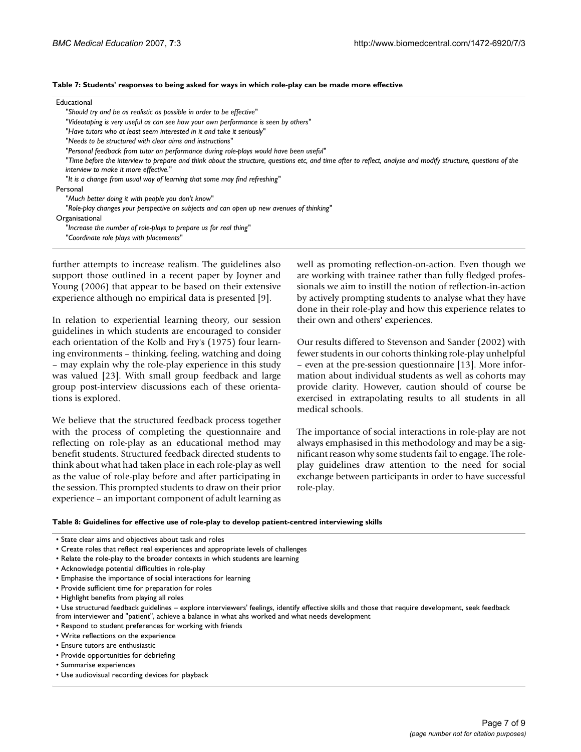**Table 7: Students' responses to being asked for ways in which role-play can be made more effective**

| |
|---|
| Educational |
| "*Should try and be as realistic as possible in order to be effective*" |
| "*Videotaping is very useful as can see how your own performance is seen by others*" |
| "*Have tutors who at least seem interested in it and take it seriously*" |
| "*Needs to be structured with clear aims and instructions*" |
| "*Personal feedback from tutor on performance during role-plays would have been useful*" |
| "*Time before the interview to prepare and think about the structure, questions etc, and time after to reflect, analyse and modify structure, questions of the interview to make it more effective.*" |
| "*It is a change from usual way of learning that some may find refreshing*" |
| Personal |
| "*Much better doing it with people you don't know*" |
| "*Role-play changes your perspective on subjects and can open up new avenues of thinking*" |
| Organisational |
| "*Increase the number of role-plays to prepare us for real thing*" |
| "*Coordinate role plays with placements*" |

further attempts to increase realism. The guidelines also support those outlined in a recent paper by Joyner and Young (2006) that appear to be based on their extensive experience although no empirical data is presented [9].

In relation to experiential learning theory, our session guidelines in which students are encouraged to consider each orientation of the Kolb and Fry's (1975) four learning environments – thinking, feeling, watching and doing – may explain why the role-play experience in this study was valued [23]. With small group feedback and large group post-interview discussions each of these orientations is explored.

We believe that the structured feedback process together with the process of completing the questionnaire and reflecting on role-play as an educational method may benefit students. Structured feedback directed students to think about what had taken place in each role-play as well as the value of role-play before and after participating in the session. This prompted students to draw on their prior experience – an important component of adult learning as well as promoting reflection-on-action. Even though we are working with trainee rather than fully fledged professionals we aim to instill the notion of reflection-in-action by actively prompting students to analyse what they have done in their role-play and how this experience relates to their own and others' experiences.

Our results differed to Stevenson and Sander (2002) with fewer students in our cohorts thinking role-play unhelpful – even at the pre-session questionnaire [13]. More information about individual students as well as cohorts may provide clarity. However, caution should of course be exercised in extrapolating results to all students in all medical schools.

The importance of social interactions in role-play are not always emphasised in this methodology and may be a significant reason why some students fail to engage. The role-play guidelines draw attention to the need for social exchange between participants in order to have successful role-play.

**Table 8: Guidelines for effective use of role-play to develop patient-centred interviewing skills**

- State clear aims and objectives about task and roles
- Create roles that reflect real experiences and appropriate levels of challenges
- Relate the role-play to the broader contexts in which students are learning
- Acknowledge potential difficulties in role-play
- Emphasise the importance of social interactions for learning
- Provide sufficient time for preparation for roles
- Highlight benefits from playing all roles
- Use structured feedback guidelines – explore interviewers' feelings, identify effective skills and those that require development, seek feedback from interviewer and "patient", achieve a balance in what ahs worked and what needs development
- Respond to student preferences for working with friends
- Write reflections on the experience
- Ensure tutors are enthusiastic
- Provide opportunities for debriefing
- Summarise experiences
- Use audiovisual recording devices for playback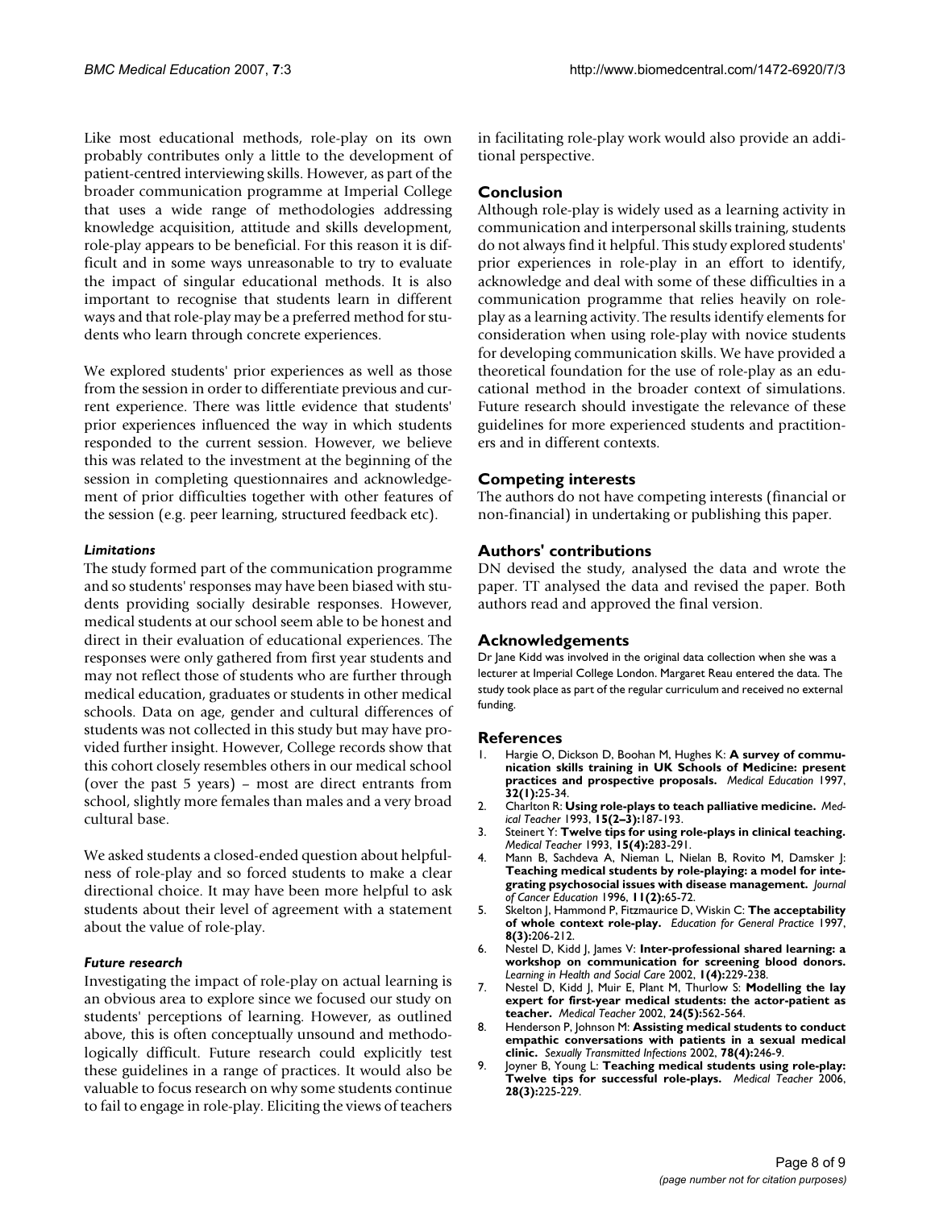Like most educational methods, role-play on its own probably contributes only a little to the development of patient-centred interviewing skills. However, as part of the broader communication programme at Imperial College that uses a wide range of methodologies addressing knowledge acquisition, attitude and skills development, role-play appears to be beneficial. For this reason it is difficult and in some ways unreasonable to try to evaluate the impact of singular educational methods. It is also important to recognise that students learn in different ways and that role-play may be a preferred method for students who learn through concrete experiences.

We explored students' prior experiences as well as those from the session in order to differentiate previous and current experience. There was little evidence that students' prior experiences influenced the way in which students responded to the current session. However, we believe this was related to the investment at the beginning of the session in completing questionnaires and acknowledgement of prior difficulties together with other features of the session (e.g. peer learning, structured feedback etc).

### *Limitations*

The study formed part of the communication programme and so students' responses may have been biased with students providing socially desirable responses. However, medical students at our school seem able to be honest and direct in their evaluation of educational experiences. The responses were only gathered from first year students and may not reflect those of students who are further through medical education, graduates or students in other medical schools. Data on age, gender and cultural differences of students was not collected in this study but may have provided further insight. However, College records show that this cohort closely resembles others in our medical school (over the past 5 years) – most are direct entrants from school, slightly more females than males and a very broad cultural base.

We asked students a closed-ended question about helpfulness of role-play and so forced students to make a clear directional choice. It may have been more helpful to ask students about their level of agreement with a statement about the value of role-play.

### *Future research*

Investigating the impact of role-play on actual learning is an obvious area to explore since we focused our study on students' perceptions of learning. However, as outlined above, this is often conceptually unsound and methodologically difficult. Future research could explicitly test these guidelines in a range of practices. It would also be valuable to focus research on why some students continue to fail to engage in role-play. Eliciting the views of teachers in facilitating role-play work would also provide an additional perspective.

## Conclusion

Although role-play is widely used as a learning activity in communication and interpersonal skills training, students do not always find it helpful. This study explored students' prior experiences in role-play in an effort to identify, acknowledge and deal with some of these difficulties in a communication programme that relies heavily on role-play as a learning activity. The results identify elements for consideration when using role-play with novice students for developing communication skills. We have provided a theoretical foundation for the use of role-play as an educational method in the broader context of simulations. Future research should investigate the relevance of these guidelines for more experienced students and practitioners and in different contexts.

## Competing interests

The authors do not have competing interests (financial or non-financial) in undertaking or publishing this paper.

## Authors' contributions

DN devised the study, analysed the data and wrote the paper. TT analysed the data and revised the paper. Both authors read and approved the final version.

## Acknowledgements

Dr Jane Kidd was involved in the original data collection when she was a lecturer at Imperial College London. Margaret Reau entered the data. The study took place as part of the regular curriculum and received no external funding.

## References

1. Hargie O, Dickson D, Boohan M, Hughes K: **A survey of communication skills training in UK Schools of Medicine: present practices and prospective proposals.** *Medical Education* 1997, **32(1):**25-34.
2. Charlton R: **Using role-plays to teach palliative medicine.** *Medical Teacher* 1993, **15(2–3):**187-193.
3. Steinert Y: **Twelve tips for using role-plays in clinical teaching.** *Medical Teacher* 1993, **15(4):**283-291.
4. Mann B, Sachdeva A, Nieman L, Nielan B, Rovito M, Damsker J: **Teaching medical students by role-playing: a model for integrating psychosocial issues with disease management.** *Journal of Cancer Education* 1996, **11(2):**65-72.
5. Skelton J, Hammond P, Fitzmaurice D, Wiskin C: **The acceptability of whole context role-play.** *Education for General Practice* 1997, **8(3):**206-212.
6. Nestel D, Kidd J, James V: **Inter-professional shared learning: a workshop on communication for screening blood donors.** *Learning in Health and Social Care* 2002, **1(4):**229-238.
7. Nestel D, Kidd J, Muir E, Plant M, Thurlow S: **Modelling the lay expert for first-year medical students: the actor-patient as teacher.** *Medical Teacher* 2002, **24(5):**562-564.
8. Henderson P, Johnson M: **Assisting medical students to conduct empathic conversations with patients in a sexual medical clinic.** *Sexually Transmitted Infections* 2002, **78(4):**246-9.
9. Joyner B, Young L: **Teaching medical students using role-play: Twelve tips for successful role-plays.** *Medical Teacher* 2006, **28(3):**225-229.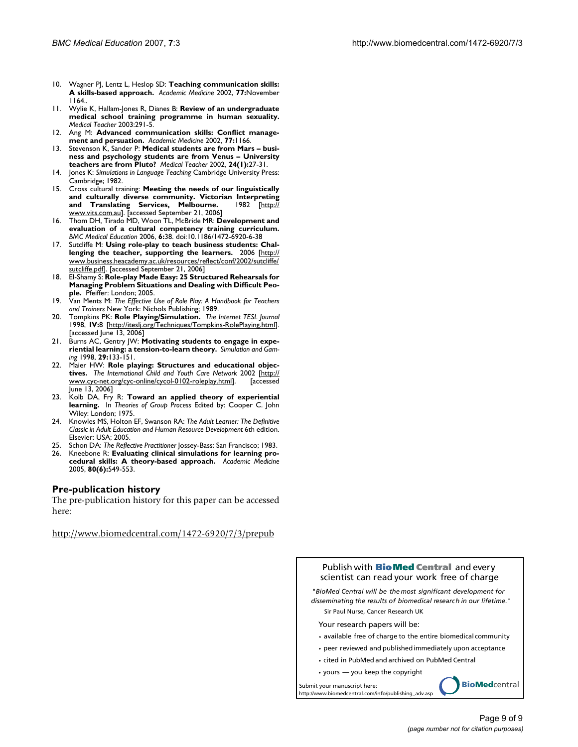10. Wagner PJ, Lentz L, Heslop SD: **Teaching communication skills: A skills-based approach.** *Academic Medicine* 2002, **77:**November 1164..
11. Wylie K, Hallam-Jones R, Dianes B: **Review of an undergraduate medical school training programme in human sexuality.** *Medical Teacher* 2003:291-5.
12. Ang M: **Advanced communication skills: Conflict management and persuasion.** *Academic Medicine* 2002, **77:**1166.
13. Stevenson K, Sander P: **Medical students are from Mars – business and psychology students are from Venus – University teachers are from Pluto?** *Medical Teacher* 2002, **24(1):**27-31.
14. Jones K: *Simulations in Language Teaching* Cambridge University Press: Cambridge; 1982.
15. Cross cultural training: **Meeting the needs of our linguistically and culturally diverse community. Victorian Interpreting and Translating Services, Melbourne.** 1982 [http://www.vits.com.au]. [accessed September 21, 2006]
16. Thom DH, Tirado MD, Woon TL, McBride MR: **Development and evaluation of a cultural competency training curriculum.** *BMC Medical Education* 2006, **6:**38. doi:10.1186/1472-6920-6-38
17. Sutcliffe M: **Using role-play to teach business students: Challenging the teacher, supporting the learners.** 2006 [http://www.business.heacademy.ac.uk/resources/reflect/conf/2002/sutcliffe/sutcliffe.pdf]. [accessed September 21, 2006]
18. El-Shamy S: **Role-play Made Easy: 25 Structured Rehearsals for Managing Problem Situations and Dealing with Difficult People.** Pfeiffer: London; 2005.
19. Van Ments M: *The Effective Use of Role Play: A Handbook for Teachers and Trainers* New York: Nichols Publishing; 1989.
20. Tompkins PK: **Role Playing/Simulation.** *The Internet TESL Journal* 1998, **IV:**8 [http://iteslj.org/Techniques/Tompkins-RolePlaying.html]. [accessed June 13, 2006]
21. Burns AC, Gentry JW: **Motivating students to engage in experiential learning: a tension-to-learn theory.** *Simulation and Gaming* 1998, **29:**133-151.
22. Maier HW: **Role playing: Structures and educational objectives.** *The International Child and Youth Care Network* 2002 [http://www.cyc-net.org/cyc-online/cycol-0102-roleplay.html]. [accessed June 13, 2006]
23. Kolb DA, Fry R: **Toward an applied theory of experiential learning.** In *Theories of Group Process* Edited by: Cooper C. John Wiley: London; 1975.
24. Knowles MS, Holton EF, Swanson RA: *The Adult Learner: The Definitive Classic in Adult Education and Human Resource Development* 6th edition. Elsevier: USA; 2005.
25. Schon DA: *The Reflective Practitioner* Jossey-Bass: San Francisco; 1983.
26. Kneebone R: **Evaluating clinical simulations for learning procedural skills: A theory-based approach.** *Academic Medicine* 2005, **80(6):**549-553.

## Pre-publication history

The pre-publication history for this paper can be accessed here:

http://www.biomedcentral.com/1472-6920/7/3/prepub

Publish with **BioMed Central** and every scientist can read your work free of charge

*"BioMed Central will be the most significant development for disseminating the results of biomedical research in our lifetime."*

Sir Paul Nurse, Cancer Research UK

Your research papers will be:

- available free of charge to the entire biomedical community
- peer reviewed and published immediately upon acceptance
- cited in PubMed and archived on PubMed Central
- yours — you keep the copyright

Submit your manuscript here:
http://www.biomedcentral.com/info/publishing_adv.asp

BioMedcentral